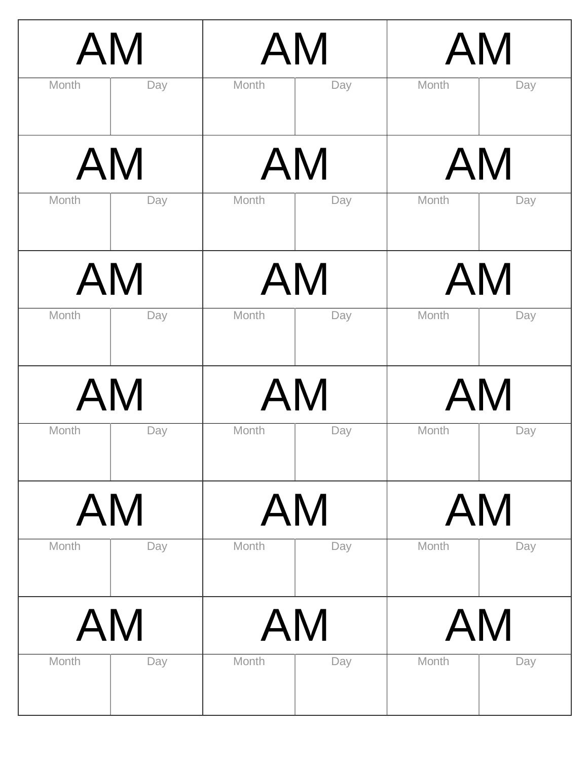| AM | | AM | | AM | |
|---|---|---|---|---|---|
| Month | Day | Month | Day | Month | Day |
| AM | | AM | | AM | |
| Month | Day | Month | Day | Month | Day |
| AM | | AM | | AM | |
| Month | Day | Month | Day | Month | Day |
| AM | | AM | | AM | |
| Month | Day | Month | Day | Month | Day |
| AM | | AM | | AM | |
| Month | Day | Month | Day | Month | Day |
| AM | | AM | | AM | |
| Month | Day | Month | Day | Month | Day |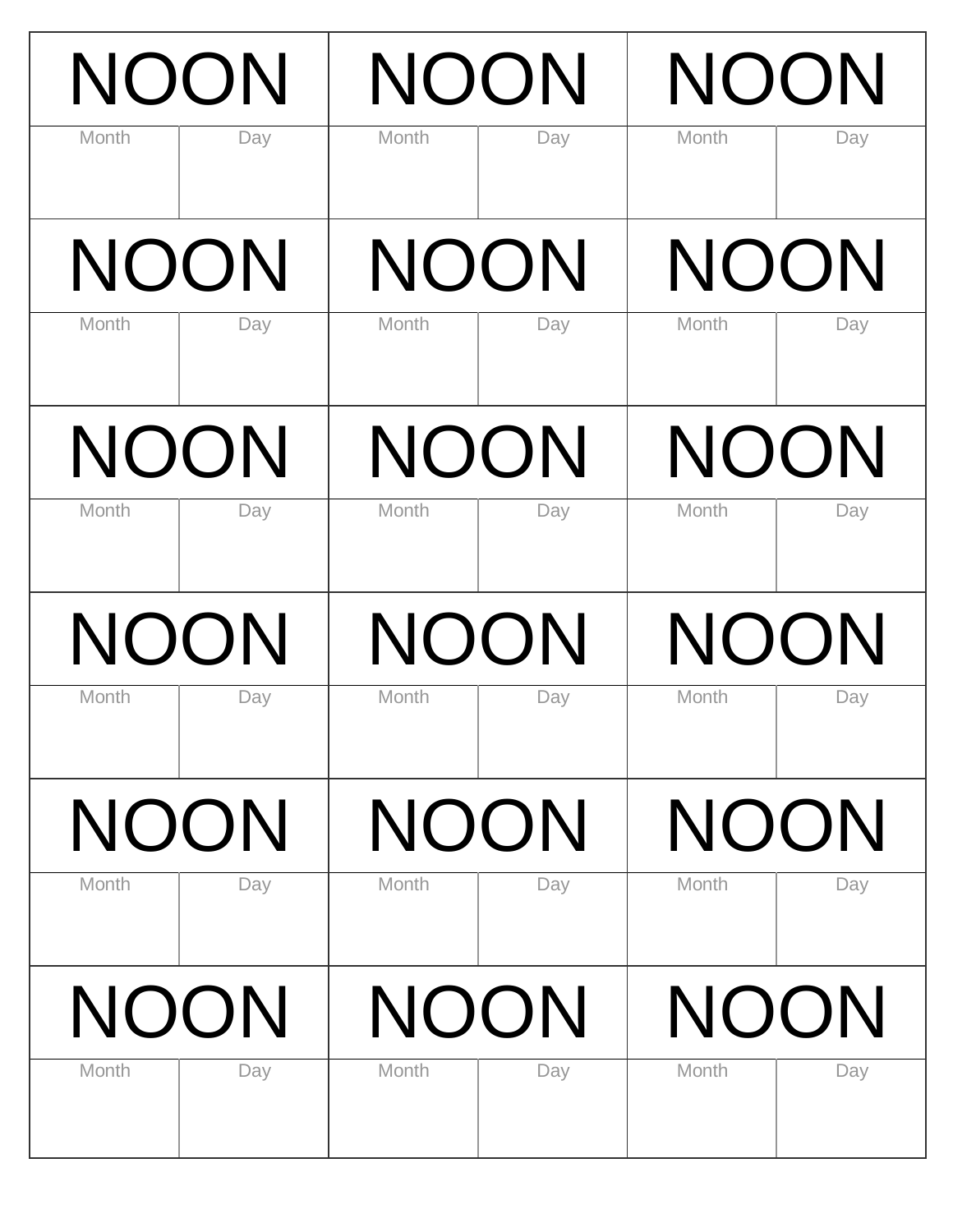| NOON | | NOON | | NOON | |
|---|---|---|---|---|---|
| Month | Day | Month | Day | Month | Day |
| NOON | | NOON | | NOON | |
| Month | Day | Month | Day | Month | Day |
| NOON | | NOON | | NOON | |
| Month | Day | Month | Day | Month | Day |
| NOON | | NOON | | NOON | |
| Month | Day | Month | Day | Month | Day |
| NOON | | NOON | | NOON | |
| Month | Day | Month | Day | Month | Day |
| NOON | | NOON | | NOON | |
| Month | Day | Month | Day | Month | Day |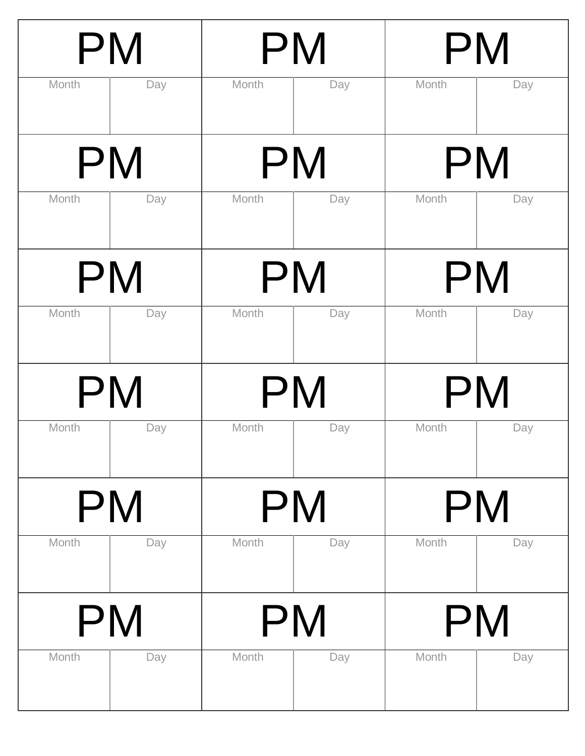| PM | | PM | | PM | |
|---|---|---|---|---|---|
| Month | Day | Month | Day | Month | Day |
| PM | | PM | | PM | |
| Month | Day | Month | Day | Month | Day |
| PM | | PM | | PM | |
| Month | Day | Month | Day | Month | Day |
| PM | | PM | | PM | |
| Month | Day | Month | Day | Month | Day |
| PM | | PM | | PM | |
| Month | Day | Month | Day | Month | Day |
| PM | | PM | | PM | |
| Month | Day | Month | Day | Month | Day |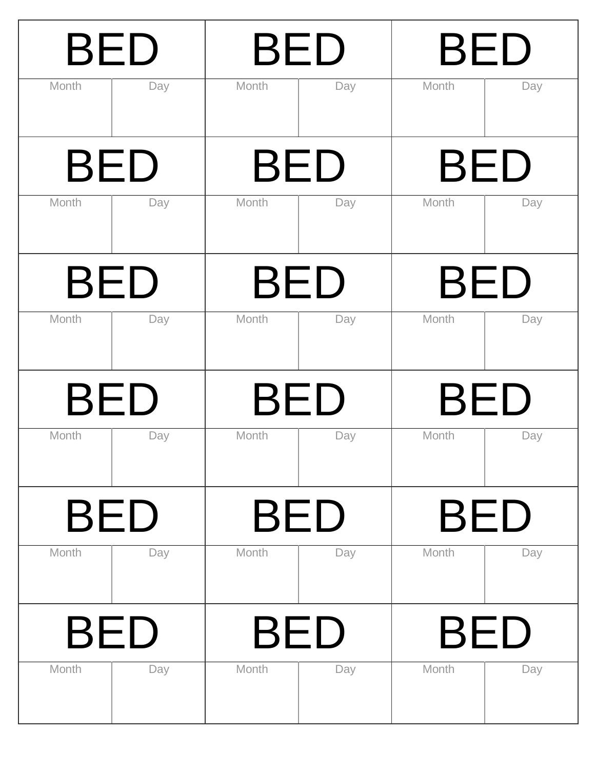| BED | | BED | | BED | |
| --- | --- | --- | --- | --- | --- |
| Month | Day | Month | Day | Month | Day |
| BED | | BED | | BED | |
| Month | Day | Month | Day | Month | Day |
| BED | | BED | | BED | |
| Month | Day | Month | Day | Month | Day |
| BED | | BED | | BED | |
| Month | Day | Month | Day | Month | Day |
| BED | | BED | | BED | |
| Month | Day | Month | Day | Month | Day |
| BED | | BED | | BED | |
| Month | Day | Month | Day | Month | Day |